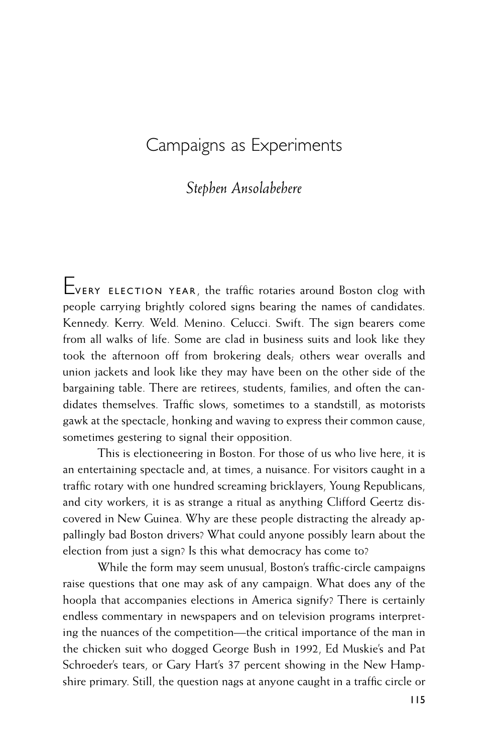# Campaigns as Experiments

*Stephen Ansolabehere*

EVERY ELECTION YEAR, the traffic rotaries around Boston clog with people carrying brightly colored signs bearing the names of candidates. Kennedy. Kerry. Weld. Menino. Celucci. Swift. The sign bearers come from all walks of life. Some are clad in business suits and look like they took the afternoon off from brokering deals; others wear overalls and union jackets and look like they may have been on the other side of the bargaining table. There are retirees, students, families, and often the candidates themselves. Traffic slows, sometimes to a standstill, as motorists gawk at the spectacle, honking and waving to express their common cause, sometimes gestering to signal their opposition.

This is electioneering in Boston. For those of us who live here, it is an entertaining spectacle and, at times, a nuisance. For visitors caught in a traffic rotary with one hundred screaming bricklayers, Young Republicans, and city workers, it is as strange a ritual as anything Clifford Geertz discovered in New Guinea. Why are these people distracting the already appallingly bad Boston drivers? What could anyone possibly learn about the election from just a sign? Is this what democracy has come to?

While the form may seem unusual, Boston's traffic-circle campaigns raise questions that one may ask of any campaign. What does any of the hoopla that accompanies elections in America signify? There is certainly endless commentary in newspapers and on television programs interpreting the nuances of the competition—the critical importance of the man in the chicken suit who dogged George Bush in 1992, Ed Muskie's and Pat Schroeder's tears, or Gary Hart's 37 percent showing in the New Hampshire primary. Still, the question nags at anyone caught in a traffic circle or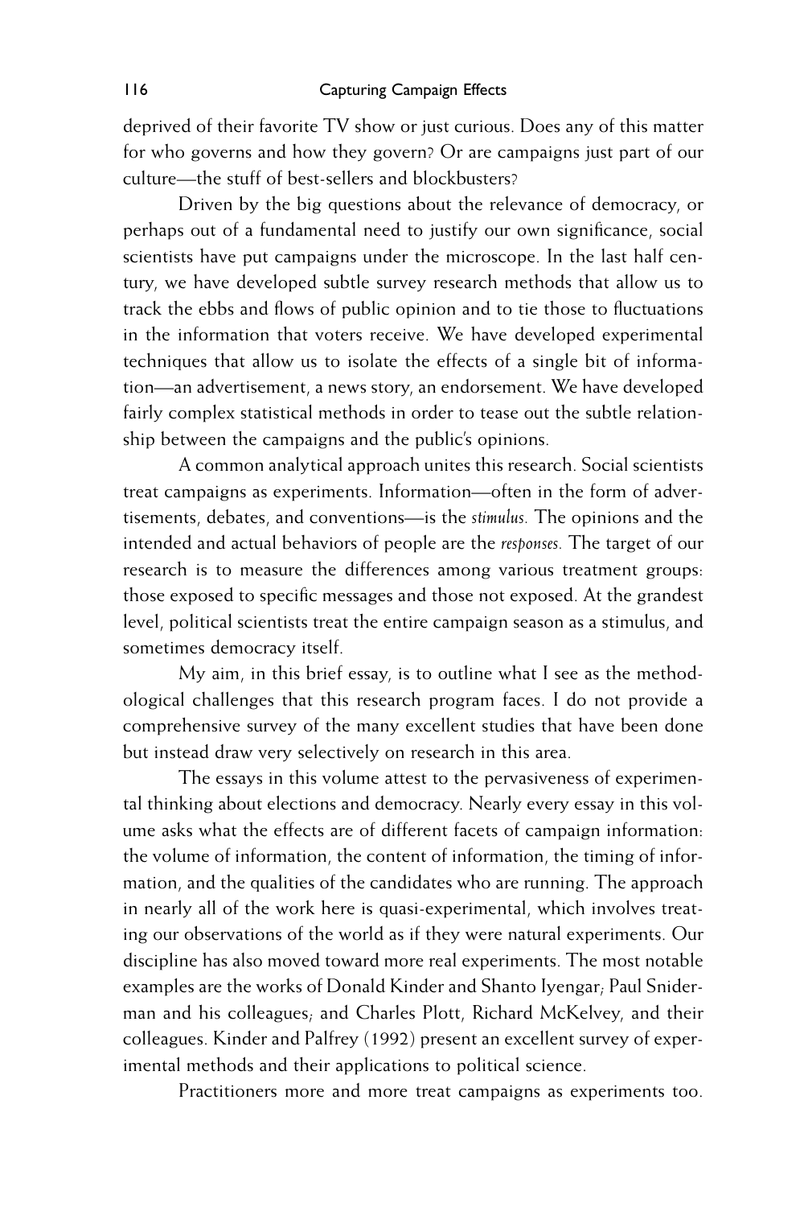deprived of their favorite TV show or just curious. Does any of this matter for who governs and how they govern? Or are campaigns just part of our culture—the stuff of best-sellers and blockbusters?

Driven by the big questions about the relevance of democracy, or perhaps out of a fundamental need to justify our own significance, social scientists have put campaigns under the microscope. In the last half century, we have developed subtle survey research methods that allow us to track the ebbs and flows of public opinion and to tie those to fluctuations in the information that voters receive. We have developed experimental techniques that allow us to isolate the effects of a single bit of information—an advertisement, a news story, an endorsement. We have developed fairly complex statistical methods in order to tease out the subtle relationship between the campaigns and the public's opinions.

A common analytical approach unites this research. Social scientists treat campaigns as experiments. Information—often in the form of advertisements, debates, and conventions—is the *stimulus*. The opinions and the intended and actual behaviors of people are the *responses*. The target of our research is to measure the differences among various treatment groups: those exposed to specific messages and those not exposed. At the grandest level, political scientists treat the entire campaign season as a stimulus, and sometimes democracy itself.

My aim, in this brief essay, is to outline what I see as the methodological challenges that this research program faces. I do not provide a comprehensive survey of the many excellent studies that have been done but instead draw very selectively on research in this area.

The essays in this volume attest to the pervasiveness of experimental thinking about elections and democracy. Nearly every essay in this volume asks what the effects are of different facets of campaign information: the volume of information, the content of information, the timing of information, and the qualities of the candidates who are running. The approach in nearly all of the work here is quasi-experimental, which involves treating our observations of the world as if they were natural experiments. Our discipline has also moved toward more real experiments. The most notable examples are the works of Donald Kinder and Shanto Iyengar; Paul Sniderman and his colleagues; and Charles Plott, Richard McKelvey, and their colleagues. Kinder and Palfrey (1992) present an excellent survey of experimental methods and their applications to political science.

Practitioners more and more treat campaigns as experiments too.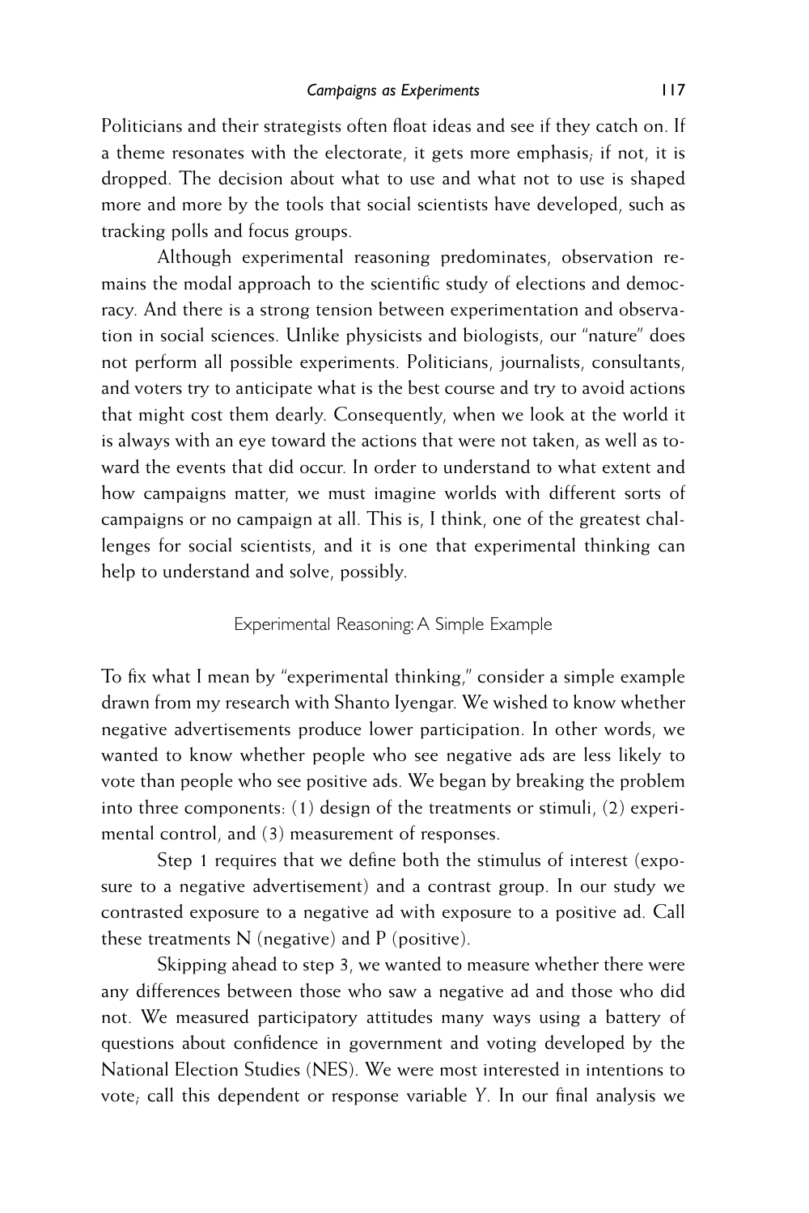Politicians and their strategists often float ideas and see if they catch on. If a theme resonates with the electorate, it gets more emphasis; if not, it is dropped. The decision about what to use and what not to use is shaped more and more by the tools that social scientists have developed, such as tracking polls and focus groups.

Although experimental reasoning predominates, observation remains the modal approach to the scientific study of elections and democracy. And there is a strong tension between experimentation and observation in social sciences. Unlike physicists and biologists, our "nature" does not perform all possible experiments. Politicians, journalists, consultants, and voters try to anticipate what is the best course and try to avoid actions that might cost them dearly. Consequently, when we look at the world it is always with an eye toward the actions that were not taken, as well as toward the events that did occur. In order to understand to what extent and how campaigns matter, we must imagine worlds with different sorts of campaigns or no campaign at all. This is, I think, one of the greatest challenges for social scientists, and it is one that experimental thinking can help to understand and solve, possibly.

## Experimental Reasoning: A Simple Example

To fix what I mean by "experimental thinking," consider a simple example drawn from my research with Shanto Iyengar. We wished to know whether negative advertisements produce lower participation. In other words, we wanted to know whether people who see negative ads are less likely to vote than people who see positive ads. We began by breaking the problem into three components: (1) design of the treatments or stimuli, (2) experimental control, and (3) measurement of responses.

Step 1 requires that we define both the stimulus of interest (exposure to a negative advertisement) and a contrast group. In our study we contrasted exposure to a negative ad with exposure to a positive ad. Call these treatments N (negative) and P (positive).

Skipping ahead to step 3, we wanted to measure whether there were any differences between those who saw a negative ad and those who did not. We measured participatory attitudes many ways using a battery of questions about confidence in government and voting developed by the National Election Studies (NES). We were most interested in intentions to vote; call this dependent or response variable $Y$. In our final analysis we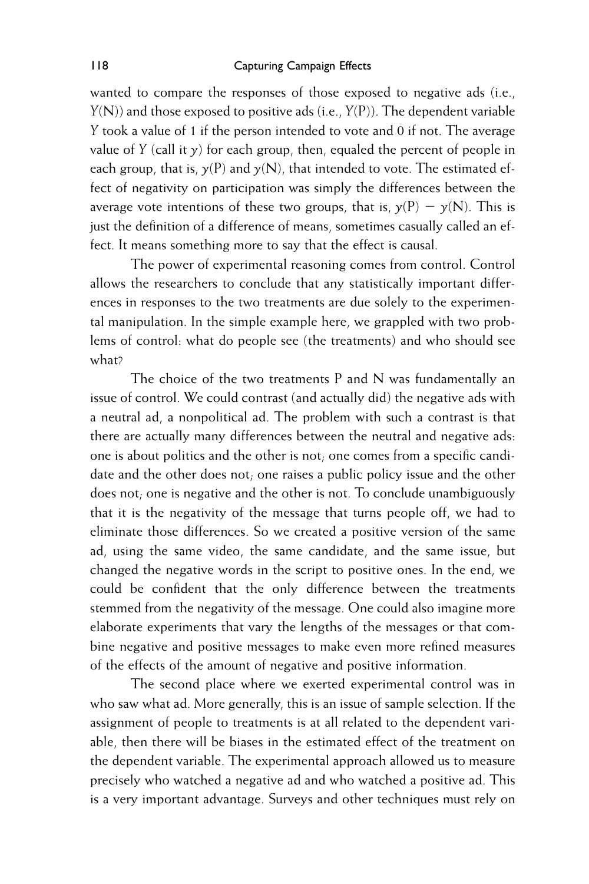wanted to compare the responses of those exposed to negative ads (i.e., $Y(\mathrm{N})$) and those exposed to positive ads (i.e., $Y(\mathrm{P})$). The dependent variable $Y$ took a value of 1 if the person intended to vote and 0 if not. The average value of $Y$ (call it $y$) for each group, then, equaled the percent of people in each group, that is, $y(\mathrm{P})$ and $y(\mathrm{N})$, that intended to vote. The estimated effect of negativity on participation was simply the differences between the average vote intentions of these two groups, that is, $y(\mathrm{P}) - y(\mathrm{N})$. This is just the definition of a difference of means, sometimes casually called an effect. It means something more to say that the effect is causal.

The power of experimental reasoning comes from control. Control allows the researchers to conclude that any statistically important differences in responses to the two treatments are due solely to the experimental manipulation. In the simple example here, we grappled with two problems of control: what do people see (the treatments) and who should see what?

The choice of the two treatments P and N was fundamentally an issue of control. We could contrast (and actually did) the negative ads with a neutral ad, a nonpolitical ad. The problem with such a contrast is that there are actually many differences between the neutral and negative ads: one is about politics and the other is not; one comes from a specific candidate and the other does not; one raises a public policy issue and the other does not; one is negative and the other is not. To conclude unambiguously that it is the negativity of the message that turns people off, we had to eliminate those differences. So we created a positive version of the same ad, using the same video, the same candidate, and the same issue, but changed the negative words in the script to positive ones. In the end, we could be confident that the only difference between the treatments stemmed from the negativity of the message. One could also imagine more elaborate experiments that vary the lengths of the messages or that combine negative and positive messages to make even more refined measures of the effects of the amount of negative and positive information.

The second place where we exerted experimental control was in who saw what ad. More generally, this is an issue of sample selection. If the assignment of people to treatments is at all related to the dependent variable, then there will be biases in the estimated effect of the treatment on the dependent variable. The experimental approach allowed us to measure precisely who watched a negative ad and who watched a positive ad. This is a very important advantage. Surveys and other techniques must rely on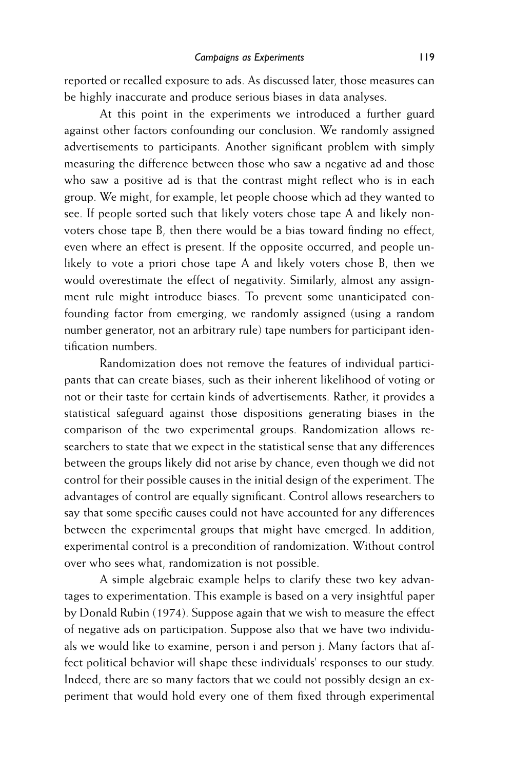reported or recalled exposure to ads. As discussed later, those measures can be highly inaccurate and produce serious biases in data analyses.

At this point in the experiments we introduced a further guard against other factors confounding our conclusion. We randomly assigned advertisements to participants. Another significant problem with simply measuring the difference between those who saw a negative ad and those who saw a positive ad is that the contrast might reflect who is in each group. We might, for example, let people choose which ad they wanted to see. If people sorted such that likely voters chose tape A and likely nonvoters chose tape B, then there would be a bias toward finding no effect, even where an effect is present. If the opposite occurred, and people unlikely to vote a priori chose tape A and likely voters chose B, then we would overestimate the effect of negativity. Similarly, almost any assignment rule might introduce biases. To prevent some unanticipated confounding factor from emerging, we randomly assigned (using a random number generator, not an arbitrary rule) tape numbers for participant identification numbers.

Randomization does not remove the features of individual participants that can create biases, such as their inherent likelihood of voting or not or their taste for certain kinds of advertisements. Rather, it provides a statistical safeguard against those dispositions generating biases in the comparison of the two experimental groups. Randomization allows researchers to state that we expect in the statistical sense that any differences between the groups likely did not arise by chance, even though we did not control for their possible causes in the initial design of the experiment. The advantages of control are equally significant. Control allows researchers to say that some specific causes could not have accounted for any differences between the experimental groups that might have emerged. In addition, experimental control is a precondition of randomization. Without control over who sees what, randomization is not possible.

A simple algebraic example helps to clarify these two key advantages to experimentation. This example is based on a very insightful paper by Donald Rubin (1974). Suppose again that we wish to measure the effect of negative ads on participation. Suppose also that we have two individuals we would like to examine, person i and person j. Many factors that affect political behavior will shape these individuals' responses to our study. Indeed, there are so many factors that we could not possibly design an experiment that would hold every one of them fixed through experimental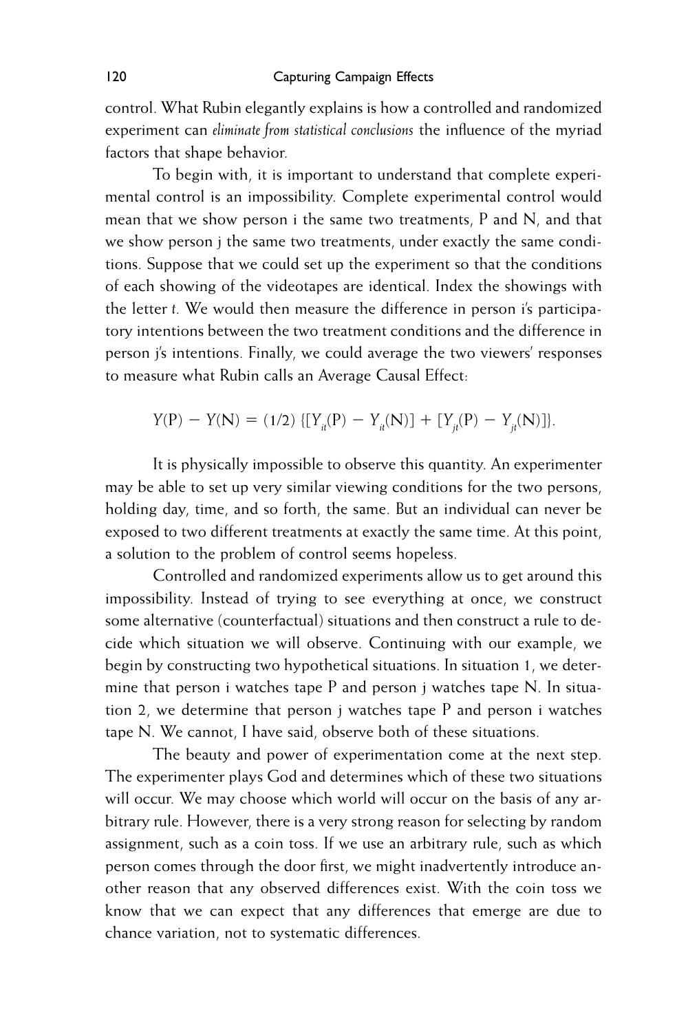control. What Rubin elegantly explains is how a controlled and randomized experiment can *eliminate from statistical conclusions* the influence of the myriad factors that shape behavior.

To begin with, it is important to understand that complete experimental control is an impossibility. Complete experimental control would mean that we show person i the same two treatments, P and N, and that we show person j the same two treatments, under exactly the same conditions. Suppose that we could set up the experiment so that the conditions of each showing of the videotapes are identical. Index the showings with the letter *t*. We would then measure the difference in person i's participatory intentions between the two treatment conditions and the difference in person j's intentions. Finally, we could average the two viewers' responses to measure what Rubin calls an Average Causal Effect:

$$Y(P) - Y(N) = (1/2)\,\{[Y_{it}(P) - Y_{it}(N)] + [Y_{jt}(P) - Y_{jt}(N)]\}.$$

It is physically impossible to observe this quantity. An experimenter may be able to set up very similar viewing conditions for the two persons, holding day, time, and so forth, the same. But an individual can never be exposed to two different treatments at exactly the same time. At this point, a solution to the problem of control seems hopeless.

Controlled and randomized experiments allow us to get around this impossibility. Instead of trying to see everything at once, we construct some alternative (counterfactual) situations and then construct a rule to decide which situation we will observe. Continuing with our example, we begin by constructing two hypothetical situations. In situation 1, we determine that person i watches tape P and person j watches tape N. In situation 2, we determine that person j watches tape P and person i watches tape N. We cannot, I have said, observe both of these situations.

The beauty and power of experimentation come at the next step. The experimenter plays God and determines which of these two situations will occur. We may choose which world will occur on the basis of any arbitrary rule. However, there is a very strong reason for selecting by random assignment, such as a coin toss. If we use an arbitrary rule, such as which person comes through the door first, we might inadvertently introduce another reason that any observed differences exist. With the coin toss we know that we can expect that any differences that emerge are due to chance variation, not to systematic differences.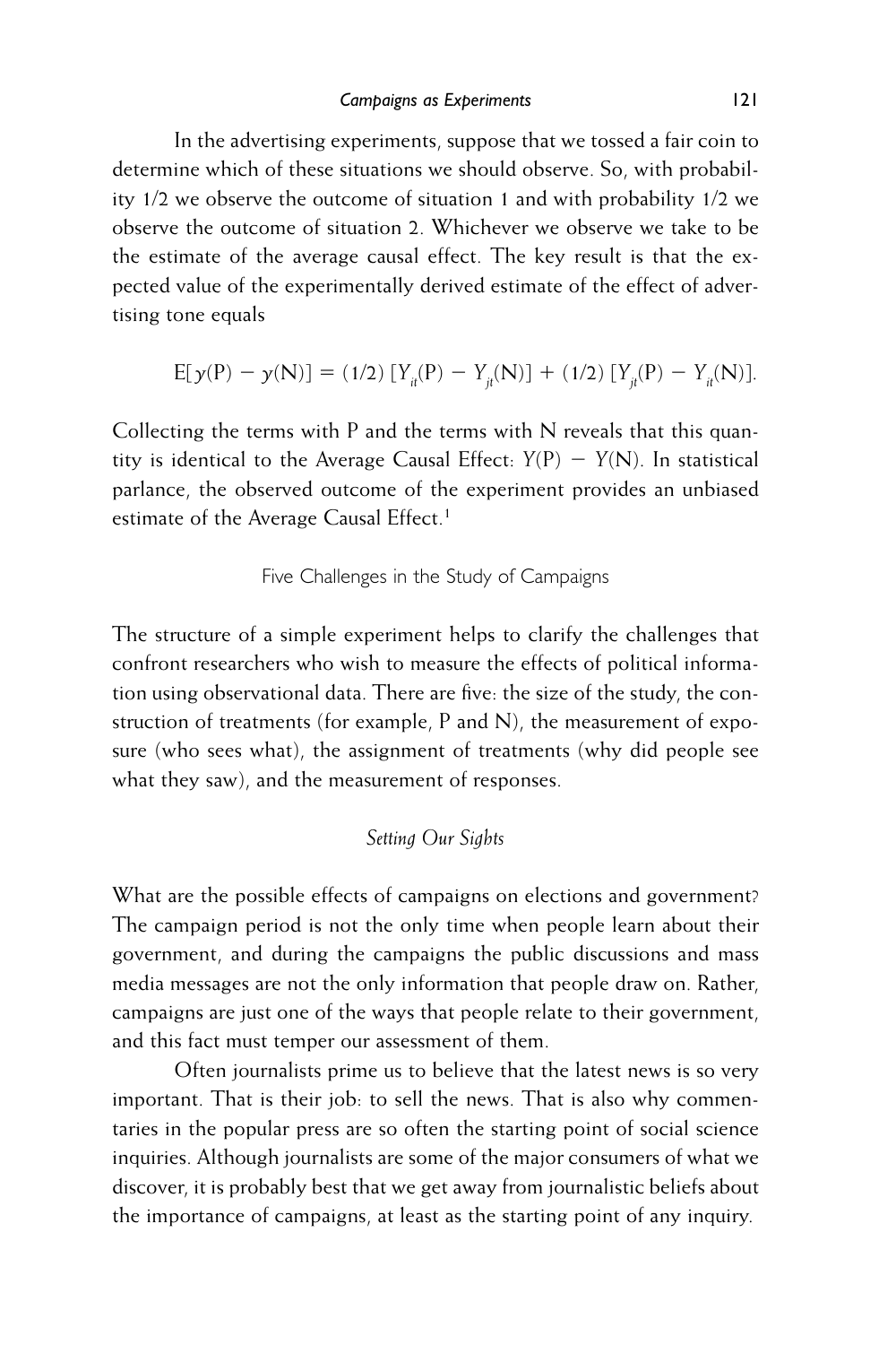In the advertising experiments, suppose that we tossed a fair coin to determine which of these situations we should observe. So, with probability 1/2 we observe the outcome of situation 1 and with probability 1/2 we observe the outcome of situation 2. Whichever we observe we take to be the estimate of the average causal effect. The key result is that the expected value of the experimentally derived estimate of the effect of advertising tone equals

$$E[y(P) - y(N)] = (1/2)\,[Y_{it}(P) - Y_{jt}(N)] + (1/2)\,[Y_{jt}(P) - Y_{it}(N)].$$

Collecting the terms with P and the terms with N reveals that this quantity is identical to the Average Causal Effect: $Y(P) - Y(N)$. In statistical parlance, the observed outcome of the experiment provides an unbiased estimate of the Average Causal Effect.[1]

## Five Challenges in the Study of Campaigns

The structure of a simple experiment helps to clarify the challenges that confront researchers who wish to measure the effects of political information using observational data. There are five: the size of the study, the construction of treatments (for example, P and N), the measurement of exposure (who sees what), the assignment of treatments (why did people see what they saw), and the measurement of responses.

### *Setting Our Sights*

What are the possible effects of campaigns on elections and government? The campaign period is not the only time when people learn about their government, and during the campaigns the public discussions and mass media messages are not the only information that people draw on. Rather, campaigns are just one of the ways that people relate to their government, and this fact must temper our assessment of them.

Often journalists prime us to believe that the latest news is so very important. That is their job: to sell the news. That is also why commentaries in the popular press are so often the starting point of social science inquiries. Although journalists are some of the major consumers of what we discover, it is probably best that we get away from journalistic beliefs about the importance of campaigns, at least as the starting point of any inquiry.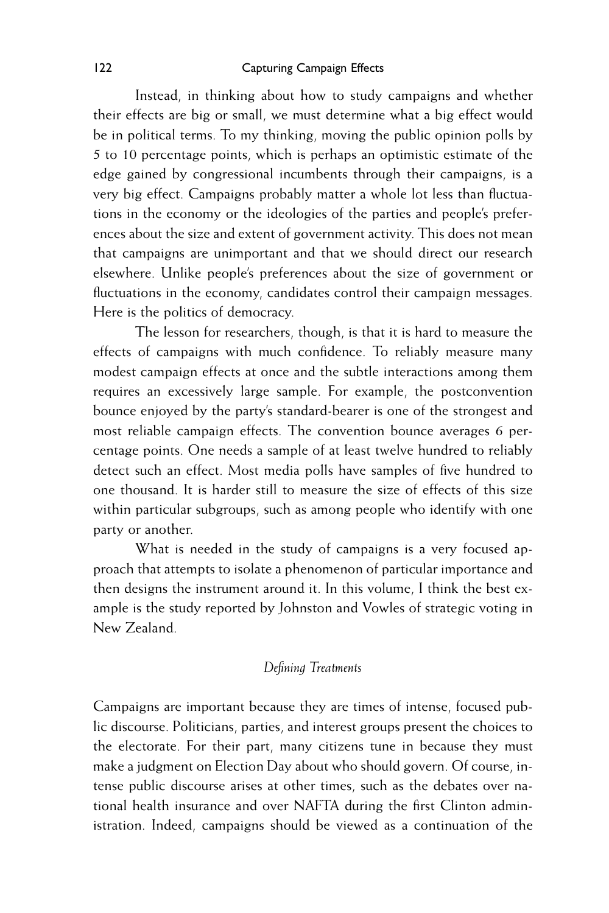Instead, in thinking about how to study campaigns and whether their effects are big or small, we must determine what a big effect would be in political terms. To my thinking, moving the public opinion polls by 5 to 10 percentage points, which is perhaps an optimistic estimate of the edge gained by congressional incumbents through their campaigns, is a very big effect. Campaigns probably matter a whole lot less than fluctuations in the economy or the ideologies of the parties and people's preferences about the size and extent of government activity. This does not mean that campaigns are unimportant and that we should direct our research elsewhere. Unlike people's preferences about the size of government or fluctuations in the economy, candidates control their campaign messages. Here is the politics of democracy.

The lesson for researchers, though, is that it is hard to measure the effects of campaigns with much confidence. To reliably measure many modest campaign effects at once and the subtle interactions among them requires an excessively large sample. For example, the postconvention bounce enjoyed by the party's standard-bearer is one of the strongest and most reliable campaign effects. The convention bounce averages 6 percentage points. One needs a sample of at least twelve hundred to reliably detect such an effect. Most media polls have samples of five hundred to one thousand. It is harder still to measure the size of effects of this size within particular subgroups, such as among people who identify with one party or another.

What is needed in the study of campaigns is a very focused approach that attempts to isolate a phenomenon of particular importance and then designs the instrument around it. In this volume, I think the best example is the study reported by Johnston and Vowles of strategic voting in New Zealand.

### *Defining Treatments*

Campaigns are important because they are times of intense, focused public discourse. Politicians, parties, and interest groups present the choices to the electorate. For their part, many citizens tune in because they must make a judgment on Election Day about who should govern. Of course, intense public discourse arises at other times, such as the debates over national health insurance and over NAFTA during the first Clinton administration. Indeed, campaigns should be viewed as a continuation of the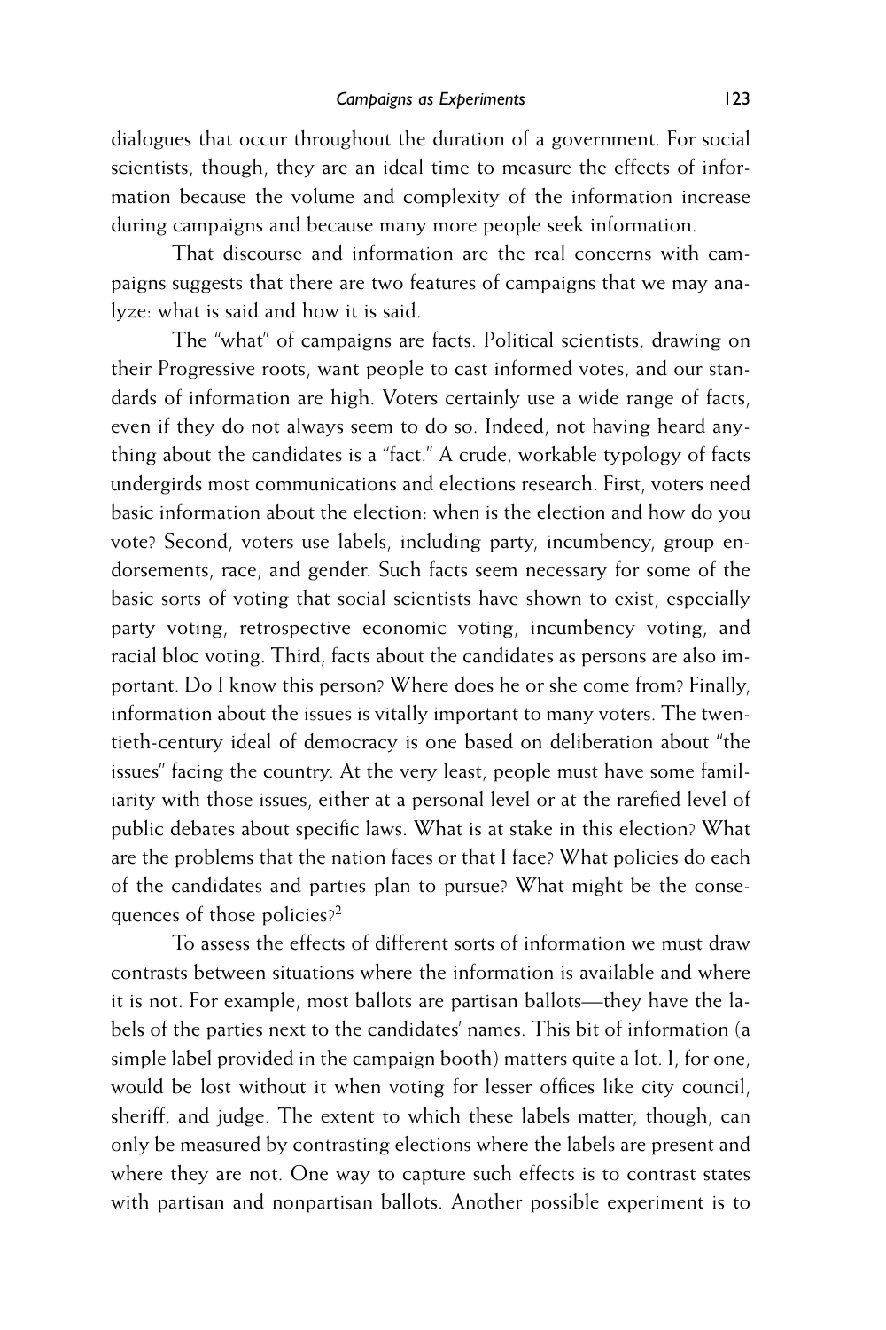dialogues that occur throughout the duration of a government. For social scientists, though, they are an ideal time to measure the effects of information because the volume and complexity of the information increase during campaigns and because many more people seek information.

That discourse and information are the real concerns with campaigns suggests that there are two features of campaigns that we may analyze: what is said and how it is said.

The "what" of campaigns are facts. Political scientists, drawing on their Progressive roots, want people to cast informed votes, and our standards of information are high. Voters certainly use a wide range of facts, even if they do not always seem to do so. Indeed, not having heard anything about the candidates is a "fact." A crude, workable typology of facts undergirds most communications and elections research. First, voters need basic information about the election: when is the election and how do you vote? Second, voters use labels, including party, incumbency, group endorsements, race, and gender. Such facts seem necessary for some of the basic sorts of voting that social scientists have shown to exist, especially party voting, retrospective economic voting, incumbency voting, and racial bloc voting. Third, facts about the candidates as persons are also important. Do I know this person? Where does he or she come from? Finally, information about the issues is vitally important to many voters. The twentieth-century ideal of democracy is one based on deliberation about "the issues" facing the country. At the very least, people must have some familiarity with those issues, either at a personal level or at the rarefied level of public debates about specific laws. What is at stake in this election? What are the problems that the nation faces or that I face? What policies do each of the candidates and parties plan to pursue? What might be the consequences of those policies?[2]

To assess the effects of different sorts of information we must draw contrasts between situations where the information is available and where it is not. For example, most ballots are partisan ballots—they have the labels of the parties next to the candidates' names. This bit of information (a simple label provided in the campaign booth) matters quite a lot. I, for one, would be lost without it when voting for lesser offices like city council, sheriff, and judge. The extent to which these labels matter, though, can only be measured by contrasting elections where the labels are present and where they are not. One way to capture such effects is to contrast states with partisan and nonpartisan ballots. Another possible experiment is to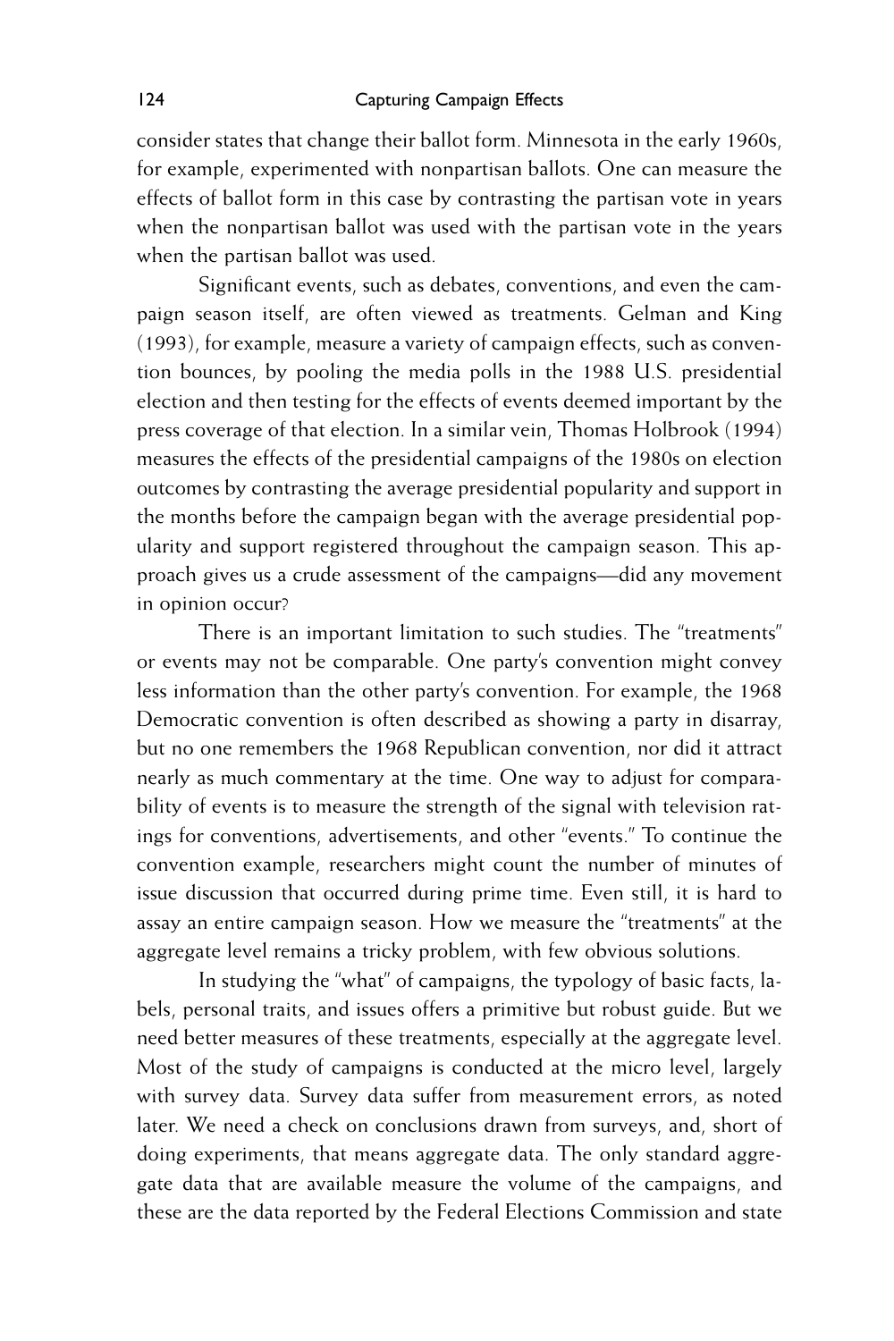consider states that change their ballot form. Minnesota in the early 1960s, for example, experimented with nonpartisan ballots. One can measure the effects of ballot form in this case by contrasting the partisan vote in years when the nonpartisan ballot was used with the partisan vote in the years when the partisan ballot was used.

Significant events, such as debates, conventions, and even the campaign season itself, are often viewed as treatments. Gelman and King (1993), for example, measure a variety of campaign effects, such as convention bounces, by pooling the media polls in the 1988 U.S. presidential election and then testing for the effects of events deemed important by the press coverage of that election. In a similar vein, Thomas Holbrook (1994) measures the effects of the presidential campaigns of the 1980s on election outcomes by contrasting the average presidential popularity and support in the months before the campaign began with the average presidential popularity and support registered throughout the campaign season. This approach gives us a crude assessment of the campaigns—did any movement in opinion occur?

There is an important limitation to such studies. The "treatments" or events may not be comparable. One party's convention might convey less information than the other party's convention. For example, the 1968 Democratic convention is often described as showing a party in disarray, but no one remembers the 1968 Republican convention, nor did it attract nearly as much commentary at the time. One way to adjust for comparability of events is to measure the strength of the signal with television ratings for conventions, advertisements, and other "events." To continue the convention example, researchers might count the number of minutes of issue discussion that occurred during prime time. Even still, it is hard to assay an entire campaign season. How we measure the "treatments" at the aggregate level remains a tricky problem, with few obvious solutions.

In studying the "what" of campaigns, the typology of basic facts, labels, personal traits, and issues offers a primitive but robust guide. But we need better measures of these treatments, especially at the aggregate level. Most of the study of campaigns is conducted at the micro level, largely with survey data. Survey data suffer from measurement errors, as noted later. We need a check on conclusions drawn from surveys, and, short of doing experiments, that means aggregate data. The only standard aggregate data that are available measure the volume of the campaigns, and these are the data reported by the Federal Elections Commission and state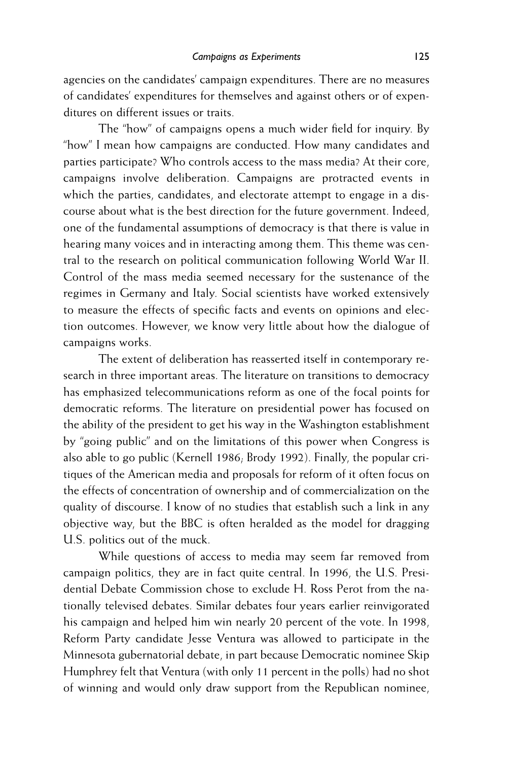agencies on the candidates' campaign expenditures. There are no measures of candidates' expenditures for themselves and against others or of expenditures on different issues or traits.

The "how" of campaigns opens a much wider field for inquiry. By "how" I mean how campaigns are conducted. How many candidates and parties participate? Who controls access to the mass media? At their core, campaigns involve deliberation. Campaigns are protracted events in which the parties, candidates, and electorate attempt to engage in a discourse about what is the best direction for the future government. Indeed, one of the fundamental assumptions of democracy is that there is value in hearing many voices and in interacting among them. This theme was central to the research on political communication following World War II. Control of the mass media seemed necessary for the sustenance of the regimes in Germany and Italy. Social scientists have worked extensively to measure the effects of specific facts and events on opinions and election outcomes. However, we know very little about how the dialogue of campaigns works.

The extent of deliberation has reasserted itself in contemporary research in three important areas. The literature on transitions to democracy has emphasized telecommunications reform as one of the focal points for democratic reforms. The literature on presidential power has focused on the ability of the president to get his way in the Washington establishment by "going public" and on the limitations of this power when Congress is also able to go public (Kernell 1986; Brody 1992). Finally, the popular critiques of the American media and proposals for reform of it often focus on the effects of concentration of ownership and of commercialization on the quality of discourse. I know of no studies that establish such a link in any objective way, but the BBC is often heralded as the model for dragging U.S. politics out of the muck.

While questions of access to media may seem far removed from campaign politics, they are in fact quite central. In 1996, the U.S. Presidential Debate Commission chose to exclude H. Ross Perot from the nationally televised debates. Similar debates four years earlier reinvigorated his campaign and helped him win nearly 20 percent of the vote. In 1998, Reform Party candidate Jesse Ventura was allowed to participate in the Minnesota gubernatorial debate, in part because Democratic nominee Skip Humphrey felt that Ventura (with only 11 percent in the polls) had no shot of winning and would only draw support from the Republican nominee,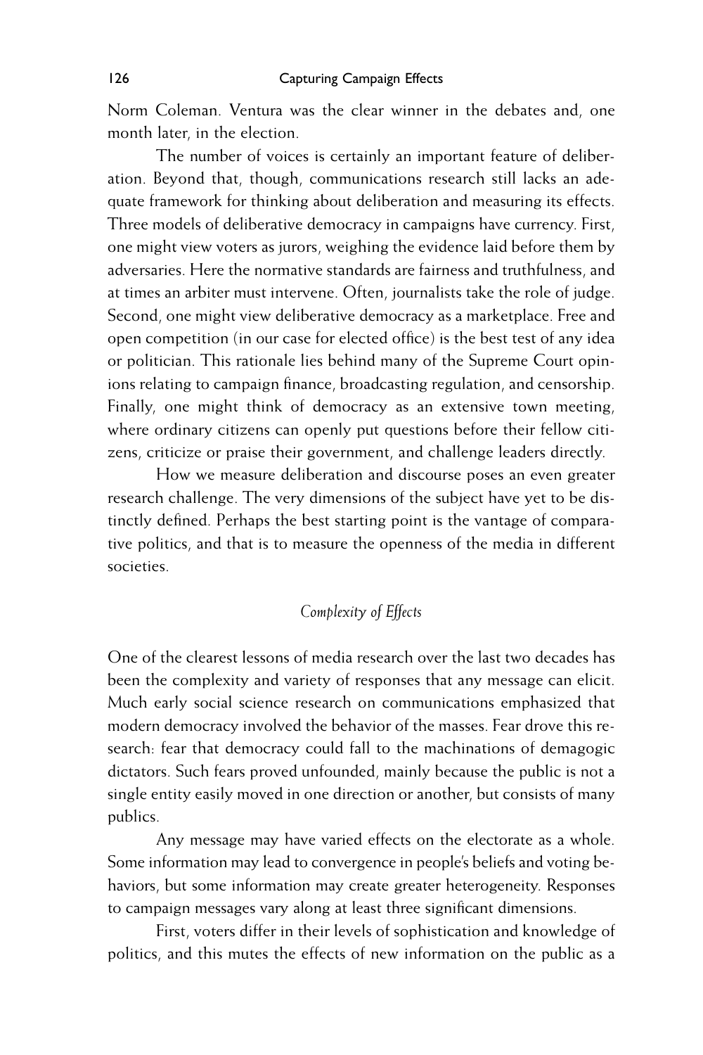Norm Coleman. Ventura was the clear winner in the debates and, one month later, in the election.

The number of voices is certainly an important feature of deliberation. Beyond that, though, communications research still lacks an adequate framework for thinking about deliberation and measuring its effects. Three models of deliberative democracy in campaigns have currency. First, one might view voters as jurors, weighing the evidence laid before them by adversaries. Here the normative standards are fairness and truthfulness, and at times an arbiter must intervene. Often, journalists take the role of judge. Second, one might view deliberative democracy as a marketplace. Free and open competition (in our case for elected office) is the best test of any idea or politician. This rationale lies behind many of the Supreme Court opinions relating to campaign finance, broadcasting regulation, and censorship. Finally, one might think of democracy as an extensive town meeting, where ordinary citizens can openly put questions before their fellow citizens, criticize or praise their government, and challenge leaders directly.

How we measure deliberation and discourse poses an even greater research challenge. The very dimensions of the subject have yet to be distinctly defined. Perhaps the best starting point is the vantage of comparative politics, and that is to measure the openness of the media in different societies.

### *Complexity of Effects*

One of the clearest lessons of media research over the last two decades has been the complexity and variety of responses that any message can elicit. Much early social science research on communications emphasized that modern democracy involved the behavior of the masses. Fear drove this research: fear that democracy could fall to the machinations of demagogic dictators. Such fears proved unfounded, mainly because the public is not a single entity easily moved in one direction or another, but consists of many publics.

Any message may have varied effects on the electorate as a whole. Some information may lead to convergence in people's beliefs and voting behaviors, but some information may create greater heterogeneity. Responses to campaign messages vary along at least three significant dimensions.

First, voters differ in their levels of sophistication and knowledge of politics, and this mutes the effects of new information on the public as a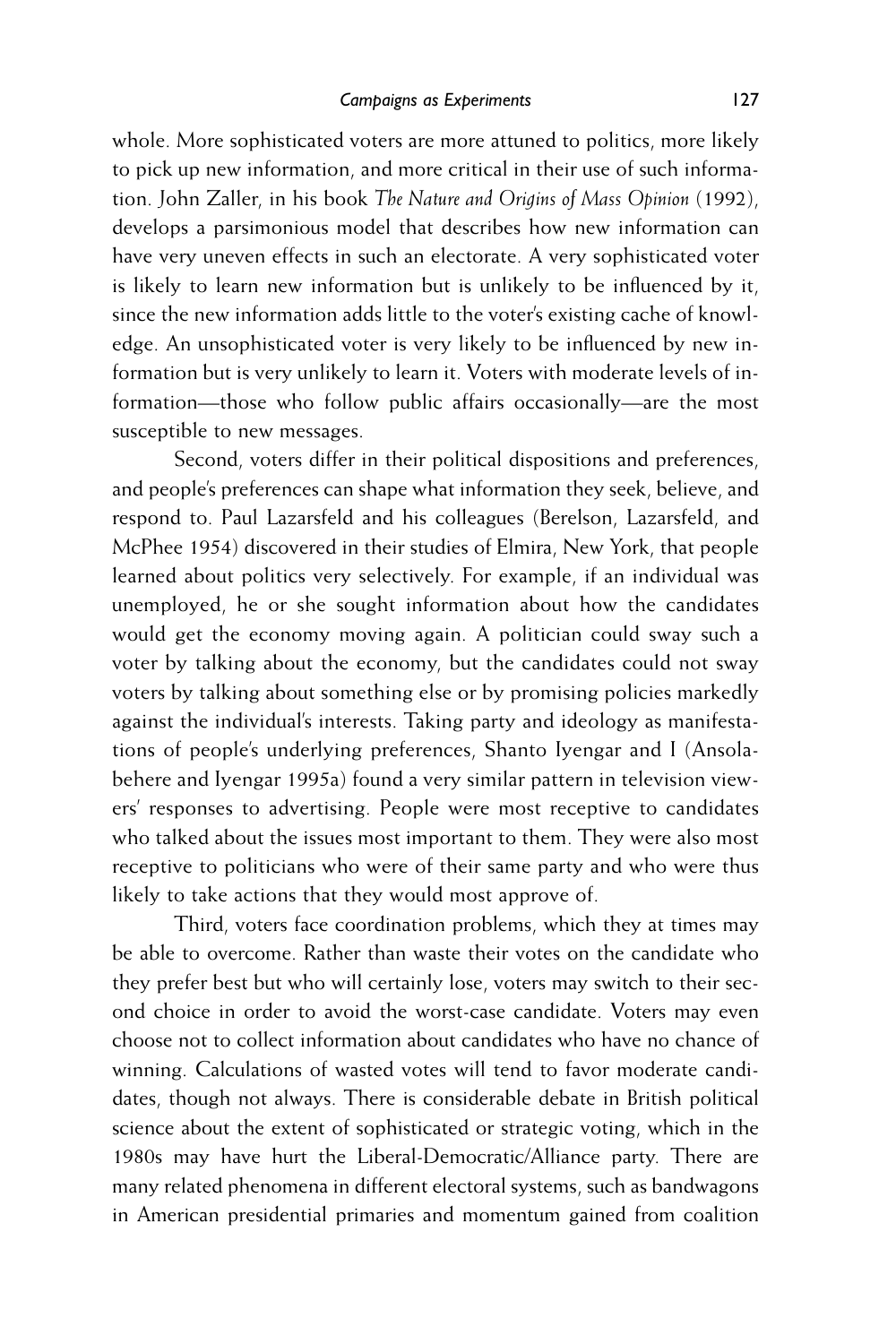whole. More sophisticated voters are more attuned to politics, more likely to pick up new information, and more critical in their use of such information. John Zaller, in his book *The Nature and Origins of Mass Opinion* (1992), develops a parsimonious model that describes how new information can have very uneven effects in such an electorate. A very sophisticated voter is likely to learn new information but is unlikely to be influenced by it, since the new information adds little to the voter's existing cache of knowledge. An unsophisticated voter is very likely to be influenced by new information but is very unlikely to learn it. Voters with moderate levels of information—those who follow public affairs occasionally—are the most susceptible to new messages.

Second, voters differ in their political dispositions and preferences, and people's preferences can shape what information they seek, believe, and respond to. Paul Lazarsfeld and his colleagues (Berelson, Lazarsfeld, and McPhee 1954) discovered in their studies of Elmira, New York, that people learned about politics very selectively. For example, if an individual was unemployed, he or she sought information about how the candidates would get the economy moving again. A politician could sway such a voter by talking about the economy, but the candidates could not sway voters by talking about something else or by promising policies markedly against the individual's interests. Taking party and ideology as manifestations of people's underlying preferences, Shanto Iyengar and I (Ansolabehere and Iyengar 1995a) found a very similar pattern in television viewers' responses to advertising. People were most receptive to candidates who talked about the issues most important to them. They were also most receptive to politicians who were of their same party and who were thus likely to take actions that they would most approve of.

Third, voters face coordination problems, which they at times may be able to overcome. Rather than waste their votes on the candidate who they prefer best but who will certainly lose, voters may switch to their second choice in order to avoid the worst-case candidate. Voters may even choose not to collect information about candidates who have no chance of winning. Calculations of wasted votes will tend to favor moderate candidates, though not always. There is considerable debate in British political science about the extent of sophisticated or strategic voting, which in the 1980s may have hurt the Liberal-Democratic/Alliance party. There are many related phenomena in different electoral systems, such as bandwagons in American presidential primaries and momentum gained from coalition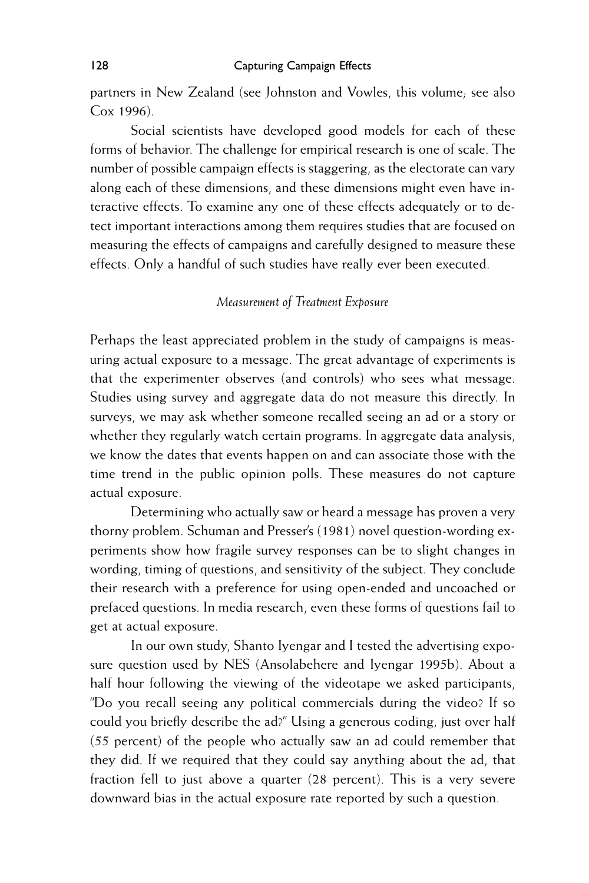partners in New Zealand (see Johnston and Vowles, this volume; see also Cox 1996).

Social scientists have developed good models for each of these forms of behavior. The challenge for empirical research is one of scale. The number of possible campaign effects is staggering, as the electorate can vary along each of these dimensions, and these dimensions might even have interactive effects. To examine any one of these effects adequately or to detect important interactions among them requires studies that are focused on measuring the effects of campaigns and carefully designed to measure these effects. Only a handful of such studies have really ever been executed.

### *Measurement of Treatment Exposure*

Perhaps the least appreciated problem in the study of campaigns is measuring actual exposure to a message. The great advantage of experiments is that the experimenter observes (and controls) who sees what message. Studies using survey and aggregate data do not measure this directly. In surveys, we may ask whether someone recalled seeing an ad or a story or whether they regularly watch certain programs. In aggregate data analysis, we know the dates that events happen on and can associate those with the time trend in the public opinion polls. These measures do not capture actual exposure.

Determining who actually saw or heard a message has proven a very thorny problem. Schuman and Presser's (1981) novel question-wording experiments show how fragile survey responses can be to slight changes in wording, timing of questions, and sensitivity of the subject. They conclude their research with a preference for using open-ended and uncoached or prefaced questions. In media research, even these forms of questions fail to get at actual exposure.

In our own study, Shanto Iyengar and I tested the advertising exposure question used by NES (Ansolabehere and Iyengar 1995b). About a half hour following the viewing of the videotape we asked participants, "Do you recall seeing any political commercials during the video? If so could you briefly describe the ad?" Using a generous coding, just over half (55 percent) of the people who actually saw an ad could remember that they did. If we required that they could say anything about the ad, that fraction fell to just above a quarter (28 percent). This is a very severe downward bias in the actual exposure rate reported by such a question.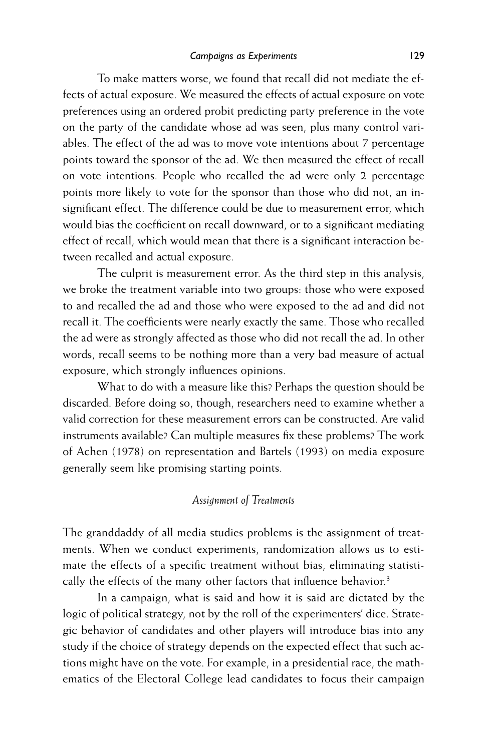To make matters worse, we found that recall did not mediate the effects of actual exposure. We measured the effects of actual exposure on vote preferences using an ordered probit predicting party preference in the vote on the party of the candidate whose ad was seen, plus many control variables. The effect of the ad was to move vote intentions about 7 percentage points toward the sponsor of the ad. We then measured the effect of recall on vote intentions. People who recalled the ad were only 2 percentage points more likely to vote for the sponsor than those who did not, an insignificant effect. The difference could be due to measurement error, which would bias the coefficient on recall downward, or to a significant mediating effect of recall, which would mean that there is a significant interaction between recalled and actual exposure.

The culprit is measurement error. As the third step in this analysis, we broke the treatment variable into two groups: those who were exposed to and recalled the ad and those who were exposed to the ad and did not recall it. The coefficients were nearly exactly the same. Those who recalled the ad were as strongly affected as those who did not recall the ad. In other words, recall seems to be nothing more than a very bad measure of actual exposure, which strongly influences opinions.

What to do with a measure like this? Perhaps the question should be discarded. Before doing so, though, researchers need to examine whether a valid correction for these measurement errors can be constructed. Are valid instruments available? Can multiple measures fix these problems? The work of Achen (1978) on representation and Bartels (1993) on media exposure generally seem like promising starting points.

### *Assignment of Treatments*

The granddaddy of all media studies problems is the assignment of treatments. When we conduct experiments, randomization allows us to estimate the effects of a specific treatment without bias, eliminating statistically the effects of the many other factors that influence behavior.[3]

In a campaign, what is said and how it is said are dictated by the logic of political strategy, not by the roll of the experimenters' dice. Strategic behavior of candidates and other players will introduce bias into any study if the choice of strategy depends on the expected effect that such actions might have on the vote. For example, in a presidential race, the mathematics of the Electoral College lead candidates to focus their campaign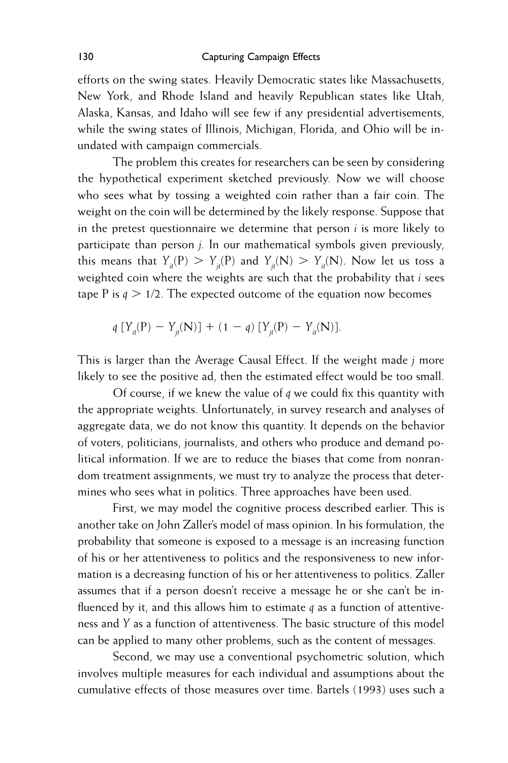efforts on the swing states. Heavily Democratic states like Massachusetts, New York, and Rhode Island and heavily Republican states like Utah, Alaska, Kansas, and Idaho will see few if any presidential advertisements, while the swing states of Illinois, Michigan, Florida, and Ohio will be inundated with campaign commercials.

The problem this creates for researchers can be seen by considering the hypothetical experiment sketched previously. Now we will choose who sees what by tossing a weighted coin rather than a fair coin. The weight on the coin will be determined by the likely response. Suppose that in the pretest questionnaire we determine that person *i* is more likely to participate than person *j*. In our mathematical symbols given previously, this means that $Y_{it}(P) > Y_{jt}(P)$ and $Y_{jt}(N) > Y_{it}(N)$. Now let us toss a weighted coin where the weights are such that the probability that *i* sees tape P is $q > 1/2$. The expected outcome of the equation now becomes

$$q\,[Y_{it}(P) - Y_{jt}(N)] + (1 - q)\,[Y_{jt}(P) - Y_{it}(N)].$$

This is larger than the Average Causal Effect. If the weight made *j* more likely to see the positive ad, then the estimated effect would be too small.

Of course, if we knew the value of *q* we could fix this quantity with the appropriate weights. Unfortunately, in survey research and analyses of aggregate data, we do not know this quantity. It depends on the behavior of voters, politicians, journalists, and others who produce and demand political information. If we are to reduce the biases that come from nonrandom treatment assignments, we must try to analyze the process that determines who sees what in politics. Three approaches have been used.

First, we may model the cognitive process described earlier. This is another take on John Zaller's model of mass opinion. In his formulation, the probability that someone is exposed to a message is an increasing function of his or her attentiveness to politics and the responsiveness to new information is a decreasing function of his or her attentiveness to politics. Zaller assumes that if a person doesn't receive a message he or she can't be influenced by it, and this allows him to estimate *q* as a function of attentiveness and *Y* as a function of attentiveness. The basic structure of this model can be applied to many other problems, such as the content of messages.

Second, we may use a conventional psychometric solution, which involves multiple measures for each individual and assumptions about the cumulative effects of those measures over time. Bartels (1993) uses such a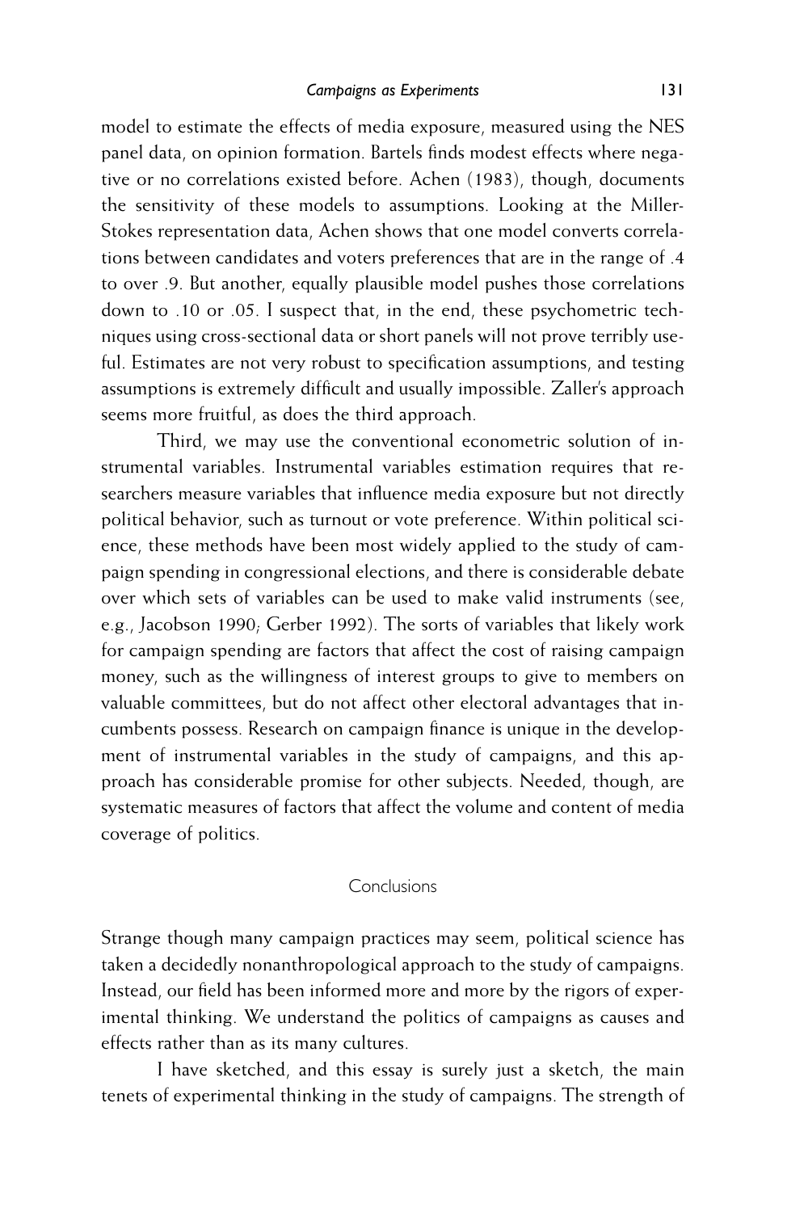model to estimate the effects of media exposure, measured using the NES panel data, on opinion formation. Bartels finds modest effects where negative or no correlations existed before. Achen (1983), though, documents the sensitivity of these models to assumptions. Looking at the Miller-Stokes representation data, Achen shows that one model converts correlations between candidates and voters preferences that are in the range of .4 to over .9. But another, equally plausible model pushes those correlations down to .10 or .05. I suspect that, in the end, these psychometric techniques using cross-sectional data or short panels will not prove terribly useful. Estimates are not very robust to specification assumptions, and testing assumptions is extremely difficult and usually impossible. Zaller's approach seems more fruitful, as does the third approach.

Third, we may use the conventional econometric solution of instrumental variables. Instrumental variables estimation requires that researchers measure variables that influence media exposure but not directly political behavior, such as turnout or vote preference. Within political science, these methods have been most widely applied to the study of campaign spending in congressional elections, and there is considerable debate over which sets of variables can be used to make valid instruments (see, e.g., Jacobson 1990; Gerber 1992). The sorts of variables that likely work for campaign spending are factors that affect the cost of raising campaign money, such as the willingness of interest groups to give to members on valuable committees, but do not affect other electoral advantages that incumbents possess. Research on campaign finance is unique in the development of instrumental variables in the study of campaigns, and this approach has considerable promise for other subjects. Needed, though, are systematic measures of factors that affect the volume and content of media coverage of politics.

## Conclusions

Strange though many campaign practices may seem, political science has taken a decidedly nonanthropological approach to the study of campaigns. Instead, our field has been informed more and more by the rigors of experimental thinking. We understand the politics of campaigns as causes and effects rather than as its many cultures.

I have sketched, and this essay is surely just a sketch, the main tenets of experimental thinking in the study of campaigns. The strength of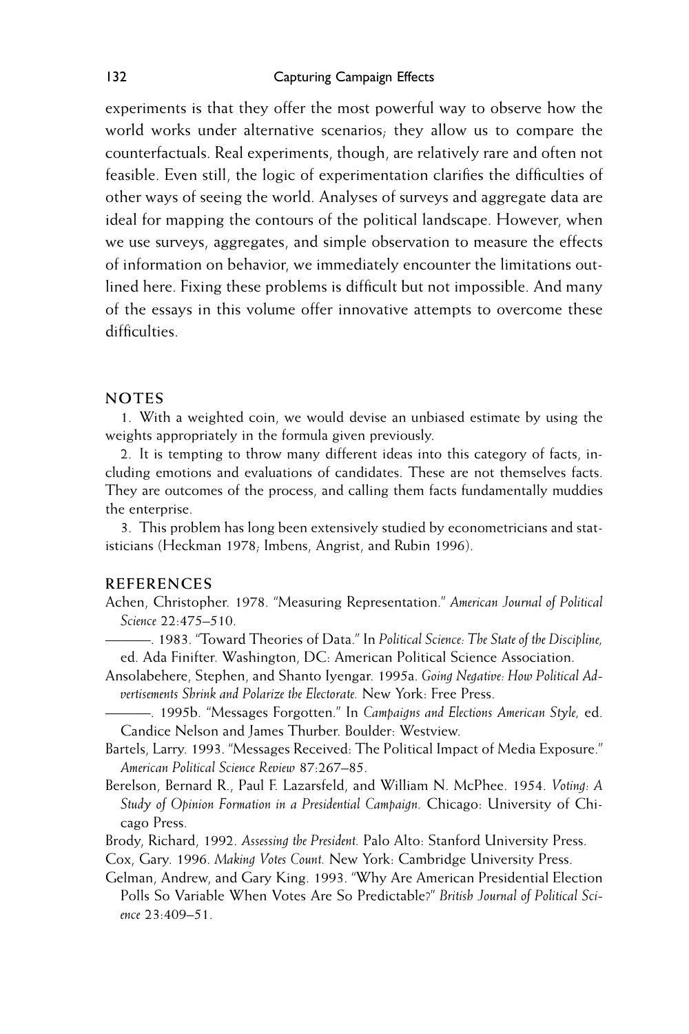experiments is that they offer the most powerful way to observe how the world works under alternative scenarios; they allow us to compare the counterfactuals. Real experiments, though, are relatively rare and often not feasible. Even still, the logic of experimentation clarifies the difficulties of other ways of seeing the world. Analyses of surveys and aggregate data are ideal for mapping the contours of the political landscape. However, when we use surveys, aggregates, and simple observation to measure the effects of information on behavior, we immediately encounter the limitations outlined here. Fixing these problems is difficult but not impossible. And many of the essays in this volume offer innovative attempts to overcome these difficulties.

## NOTES

1. With a weighted coin, we would devise an unbiased estimate by using the weights appropriately in the formula given previously.

2. It is tempting to throw many different ideas into this category of facts, including emotions and evaluations of candidates. These are not themselves facts. They are outcomes of the process, and calling them facts fundamentally muddies the enterprise.

3. This problem has long been extensively studied by econometricians and statisticians (Heckman 1978; Imbens, Angrist, and Rubin 1996).

## REFERENCES

Achen, Christopher. 1978. "Measuring Representation." *American Journal of Political Science* 22:475–510.

———. 1983. "Toward Theories of Data." In *Political Science: The State of the Discipline,* ed. Ada Finifter. Washington, DC: American Political Science Association.

Ansolabehere, Stephen, and Shanto Iyengar. 1995a. *Going Negative: How Political Advertisements Shrink and Polarize the Electorate.* New York: Free Press.

———. 1995b. "Messages Forgotten." In *Campaigns and Elections American Style,* ed. Candice Nelson and James Thurber. Boulder: Westview.

Bartels, Larry. 1993. "Messages Received: The Political Impact of Media Exposure." *American Political Science Review* 87:267–85.

Berelson, Bernard R., Paul F. Lazarsfeld, and William N. McPhee. 1954. *Voting: A Study of Opinion Formation in a Presidential Campaign.* Chicago: University of Chicago Press.

Brody, Richard, 1992. *Assessing the President.* Palo Alto: Stanford University Press.

Cox, Gary. 1996. *Making Votes Count.* New York: Cambridge University Press.

Gelman, Andrew, and Gary King. 1993. "Why Are American Presidential Election Polls So Variable When Votes Are So Predictable?" *British Journal of Political Science* 23:409–51.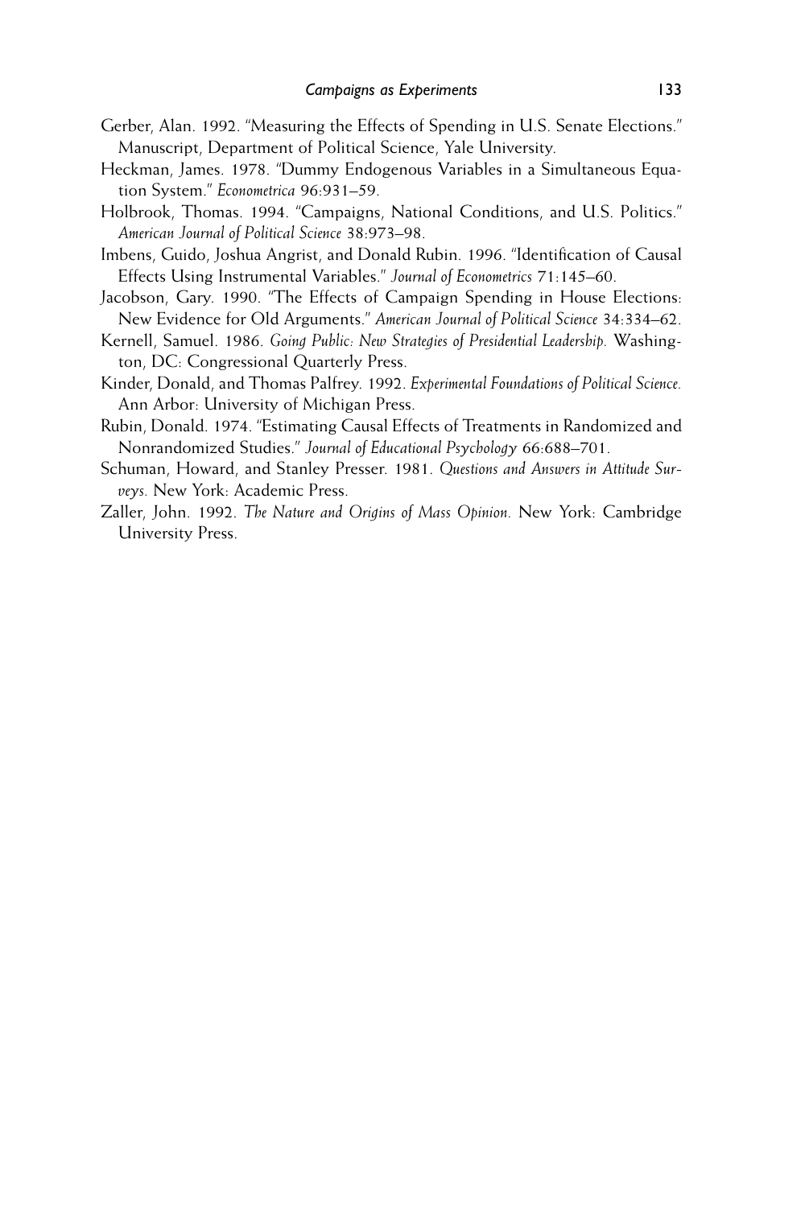Gerber, Alan. 1992. "Measuring the Effects of Spending in U.S. Senate Elections." Manuscript, Department of Political Science, Yale University.

Heckman, James. 1978. "Dummy Endogenous Variables in a Simultaneous Equation System." *Econometrica* 96:931–59.

Holbrook, Thomas. 1994. "Campaigns, National Conditions, and U.S. Politics." *American Journal of Political Science* 38:973–98.

Imbens, Guido, Joshua Angrist, and Donald Rubin. 1996. "Identification of Causal Effects Using Instrumental Variables." *Journal of Econometrics* 71:145–60.

Jacobson, Gary. 1990. "The Effects of Campaign Spending in House Elections: New Evidence for Old Arguments." *American Journal of Political Science* 34:334–62.

Kernell, Samuel. 1986. *Going Public: New Strategies of Presidential Leadership.* Washington, DC: Congressional Quarterly Press.

Kinder, Donald, and Thomas Palfrey. 1992. *Experimental Foundations of Political Science.* Ann Arbor: University of Michigan Press.

Rubin, Donald. 1974. "Estimating Causal Effects of Treatments in Randomized and Nonrandomized Studies." *Journal of Educational Psychology* 66:688–701.

Schuman, Howard, and Stanley Presser. 1981. *Questions and Answers in Attitude Surveys.* New York: Academic Press.

Zaller, John. 1992. *The Nature and Origins of Mass Opinion.* New York: Cambridge University Press.